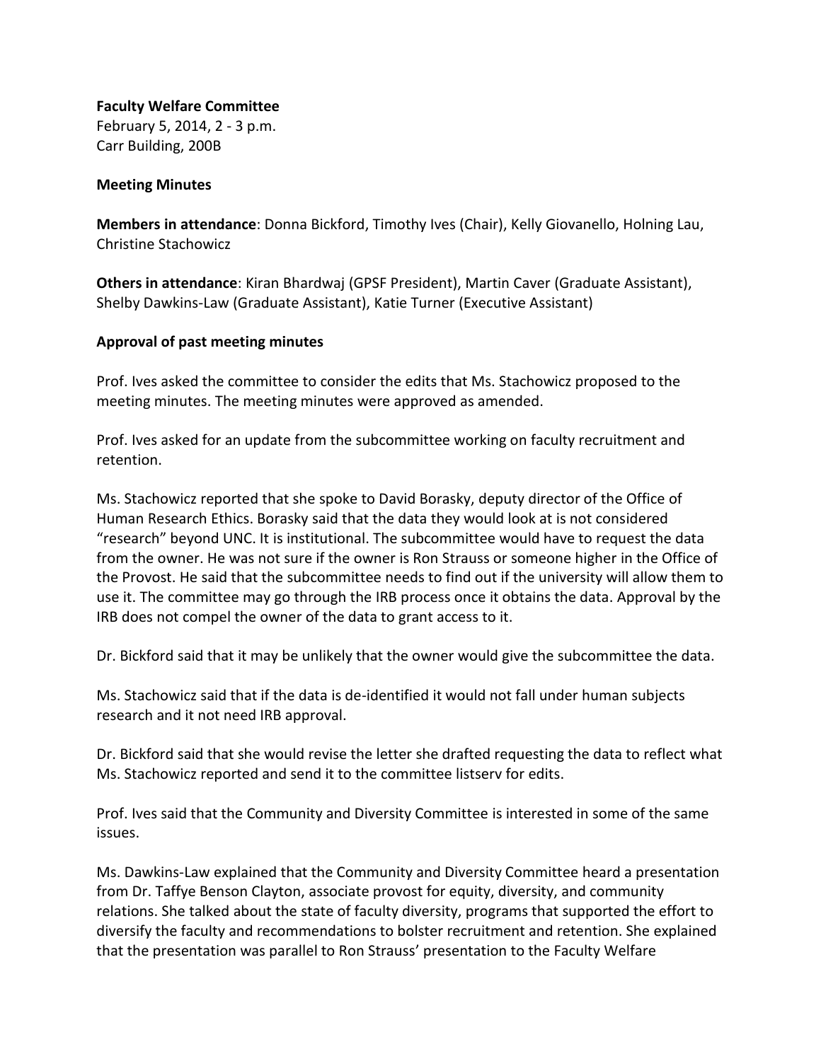**Faculty Welfare Committee**
February 5, 2014, 2 - 3 p.m.
Carr Building, 200B

**Meeting Minutes**

**Members in attendance**: Donna Bickford, Timothy Ives (Chair), Kelly Giovanello, Holning Lau, Christine Stachowicz

**Others in attendance**: Kiran Bhardwaj (GPSF President), Martin Caver (Graduate Assistant), Shelby Dawkins-Law (Graduate Assistant), Katie Turner (Executive Assistant)

**Approval of past meeting minutes**

Prof. Ives asked the committee to consider the edits that Ms. Stachowicz proposed to the meeting minutes. The meeting minutes were approved as amended.

Prof. Ives asked for an update from the subcommittee working on faculty recruitment and retention.

Ms. Stachowicz reported that she spoke to David Borasky, deputy director of the Office of Human Research Ethics. Borasky said that the data they would look at is not considered "research" beyond UNC. It is institutional. The subcommittee would have to request the data from the owner. He was not sure if the owner is Ron Strauss or someone higher in the Office of the Provost. He said that the subcommittee needs to find out if the university will allow them to use it. The committee may go through the IRB process once it obtains the data. Approval by the IRB does not compel the owner of the data to grant access to it.

Dr. Bickford said that it may be unlikely that the owner would give the subcommittee the data.

Ms. Stachowicz said that if the data is de-identified it would not fall under human subjects research and it not need IRB approval.

Dr. Bickford said that she would revise the letter she drafted requesting the data to reflect what Ms. Stachowicz reported and send it to the committee listserv for edits.

Prof. Ives said that the Community and Diversity Committee is interested in some of the same issues.

Ms. Dawkins-Law explained that the Community and Diversity Committee heard a presentation from Dr. Taffye Benson Clayton, associate provost for equity, diversity, and community relations. She talked about the state of faculty diversity, programs that supported the effort to diversify the faculty and recommendations to bolster recruitment and retention. She explained that the presentation was parallel to Ron Strauss' presentation to the Faculty Welfare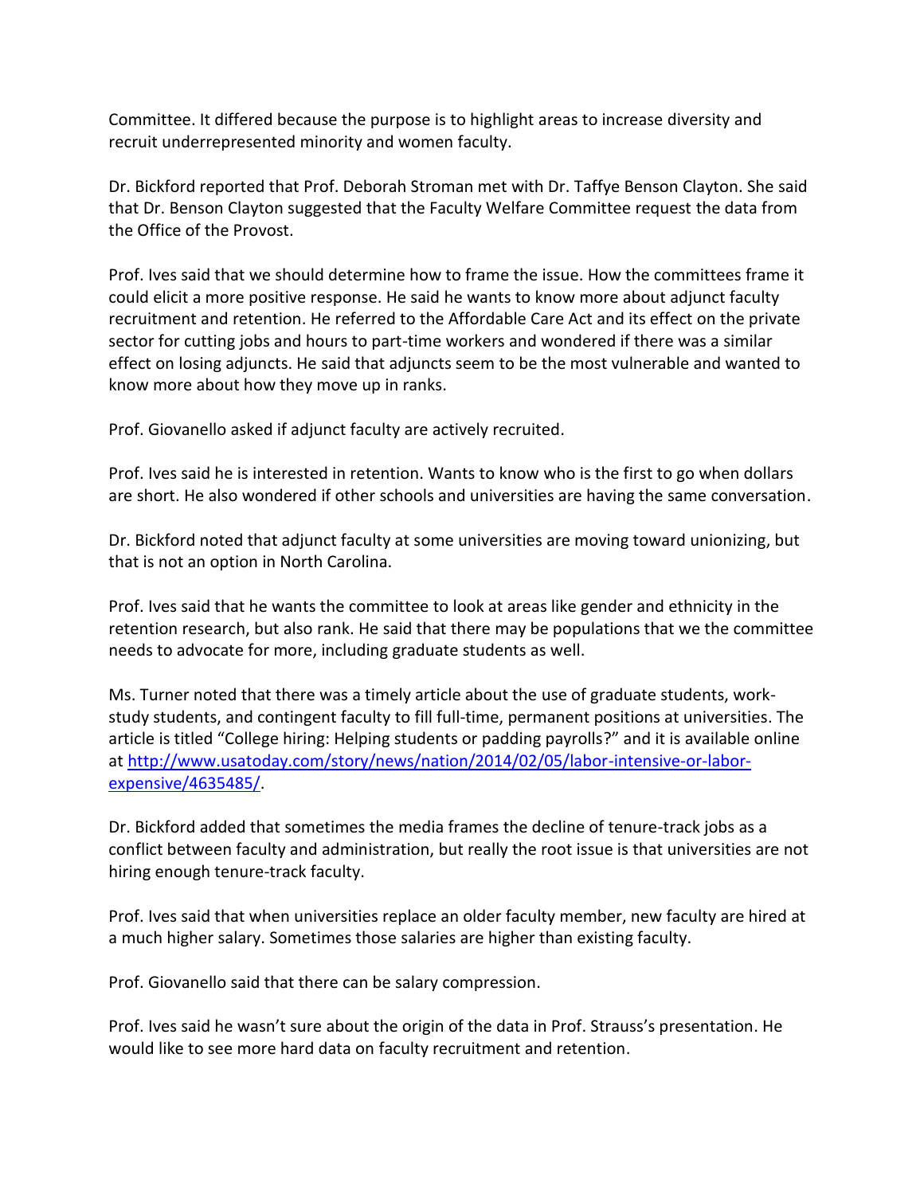Committee. It differed because the purpose is to highlight areas to increase diversity and recruit underrepresented minority and women faculty.

Dr. Bickford reported that Prof. Deborah Stroman met with Dr. Taffye Benson Clayton. She said that Dr. Benson Clayton suggested that the Faculty Welfare Committee request the data from the Office of the Provost.

Prof. Ives said that we should determine how to frame the issue. How the committees frame it could elicit a more positive response. He said he wants to know more about adjunct faculty recruitment and retention. He referred to the Affordable Care Act and its effect on the private sector for cutting jobs and hours to part-time workers and wondered if there was a similar effect on losing adjuncts. He said that adjuncts seem to be the most vulnerable and wanted to know more about how they move up in ranks.

Prof. Giovanello asked if adjunct faculty are actively recruited.

Prof. Ives said he is interested in retention. Wants to know who is the first to go when dollars are short. He also wondered if other schools and universities are having the same conversation.

Dr. Bickford noted that adjunct faculty at some universities are moving toward unionizing, but that is not an option in North Carolina.

Prof. Ives said that he wants the committee to look at areas like gender and ethnicity in the retention research, but also rank. He said that there may be populations that we the committee needs to advocate for more, including graduate students as well.

Ms. Turner noted that there was a timely article about the use of graduate students, work-study students, and contingent faculty to fill full-time, permanent positions at universities. The article is titled "College hiring: Helping students or padding payrolls?" and it is available online at [http://www.usatoday.com/story/news/nation/2014/02/05/labor-intensive-or-labor-expensive/4635485/](http://www.usatoday.com/story/news/nation/2014/02/05/labor-intensive-or-labor-expensive/4635485/).

Dr. Bickford added that sometimes the media frames the decline of tenure-track jobs as a conflict between faculty and administration, but really the root issue is that universities are not hiring enough tenure-track faculty.

Prof. Ives said that when universities replace an older faculty member, new faculty are hired at a much higher salary. Sometimes those salaries are higher than existing faculty.

Prof. Giovanello said that there can be salary compression.

Prof. Ives said he wasn't sure about the origin of the data in Prof. Strauss's presentation. He would like to see more hard data on faculty recruitment and retention.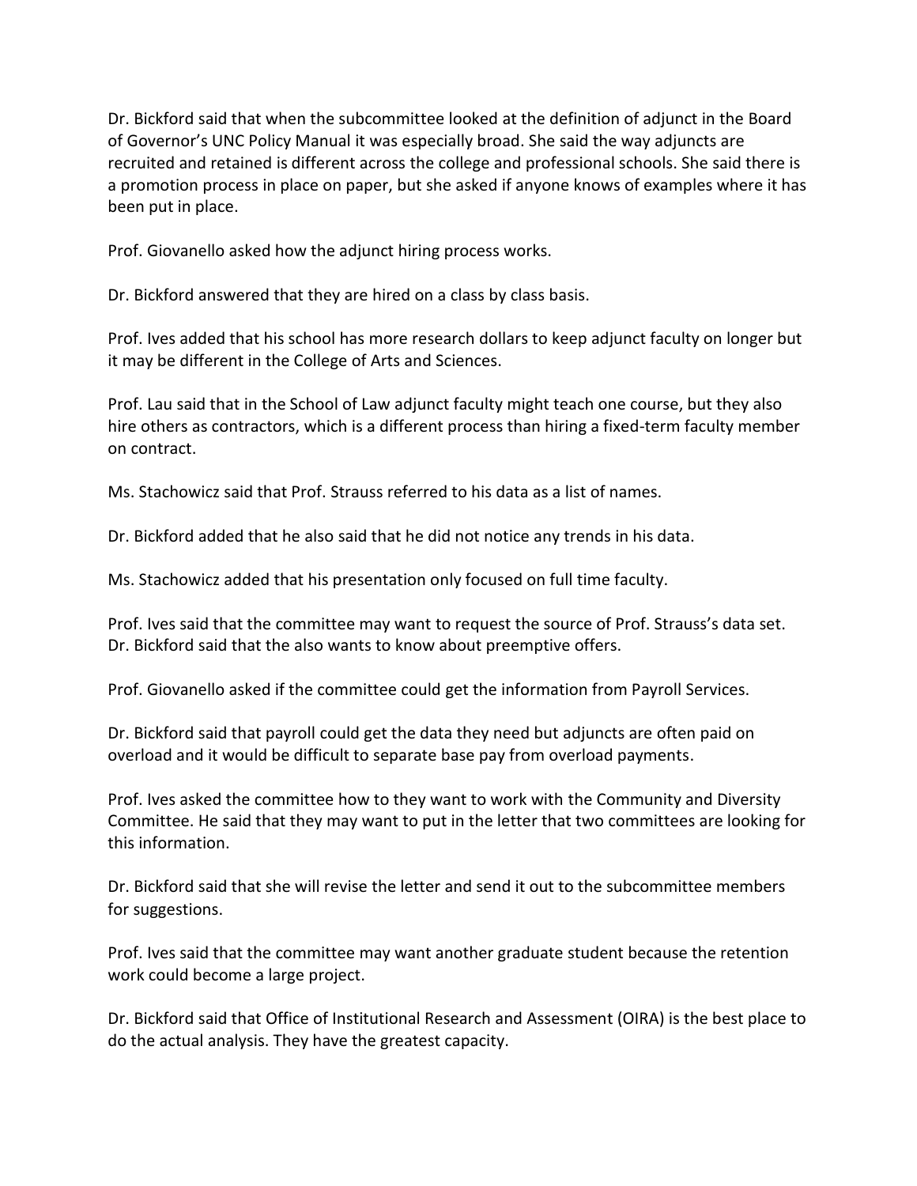Dr. Bickford said that when the subcommittee looked at the definition of adjunct in the Board of Governor's UNC Policy Manual it was especially broad. She said the way adjuncts are recruited and retained is different across the college and professional schools. She said there is a promotion process in place on paper, but she asked if anyone knows of examples where it has been put in place.

Prof. Giovanello asked how the adjunct hiring process works.

Dr. Bickford answered that they are hired on a class by class basis.

Prof. Ives added that his school has more research dollars to keep adjunct faculty on longer but it may be different in the College of Arts and Sciences.

Prof. Lau said that in the School of Law adjunct faculty might teach one course, but they also hire others as contractors, which is a different process than hiring a fixed-term faculty member on contract.

Ms. Stachowicz said that Prof. Strauss referred to his data as a list of names.

Dr. Bickford added that he also said that he did not notice any trends in his data.

Ms. Stachowicz added that his presentation only focused on full time faculty.

Prof. Ives said that the committee may want to request the source of Prof. Strauss's data set. Dr. Bickford said that the also wants to know about preemptive offers.

Prof. Giovanello asked if the committee could get the information from Payroll Services.

Dr. Bickford said that payroll could get the data they need but adjuncts are often paid on overload and it would be difficult to separate base pay from overload payments.

Prof. Ives asked the committee how to they want to work with the Community and Diversity Committee. He said that they may want to put in the letter that two committees are looking for this information.

Dr. Bickford said that she will revise the letter and send it out to the subcommittee members for suggestions.

Prof. Ives said that the committee may want another graduate student because the retention work could become a large project.

Dr. Bickford said that Office of Institutional Research and Assessment (OIRA) is the best place to do the actual analysis. They have the greatest capacity.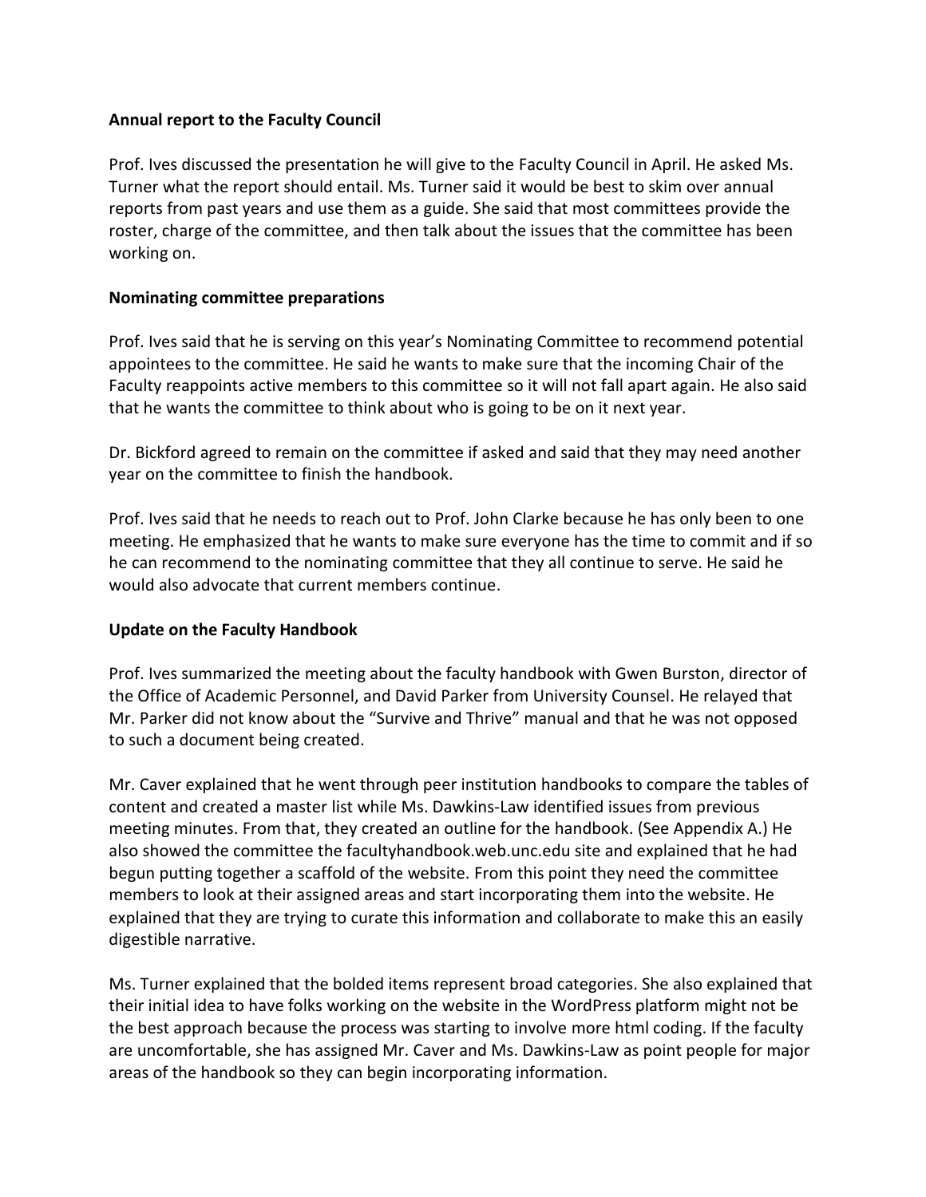**Annual report to the Faculty Council**

Prof. Ives discussed the presentation he will give to the Faculty Council in April. He asked Ms. Turner what the report should entail. Ms. Turner said it would be best to skim over annual reports from past years and use them as a guide. She said that most committees provide the roster, charge of the committee, and then talk about the issues that the committee has been working on.

**Nominating committee preparations**

Prof. Ives said that he is serving on this year's Nominating Committee to recommend potential appointees to the committee. He said he wants to make sure that the incoming Chair of the Faculty reappoints active members to this committee so it will not fall apart again. He also said that he wants the committee to think about who is going to be on it next year.

Dr. Bickford agreed to remain on the committee if asked and said that they may need another year on the committee to finish the handbook.

Prof. Ives said that he needs to reach out to Prof. John Clarke because he has only been to one meeting. He emphasized that he wants to make sure everyone has the time to commit and if so he can recommend to the nominating committee that they all continue to serve. He said he would also advocate that current members continue.

**Update on the Faculty Handbook**

Prof. Ives summarized the meeting about the faculty handbook with Gwen Burston, director of the Office of Academic Personnel, and David Parker from University Counsel. He relayed that Mr. Parker did not know about the "Survive and Thrive" manual and that he was not opposed to such a document being created.

Mr. Caver explained that he went through peer institution handbooks to compare the tables of content and created a master list while Ms. Dawkins-Law identified issues from previous meeting minutes. From that, they created an outline for the handbook. (See Appendix A.) He also showed the committee the facultyhandbook.web.unc.edu site and explained that he had begun putting together a scaffold of the website. From this point they need the committee members to look at their assigned areas and start incorporating them into the website. He explained that they are trying to curate this information and collaborate to make this an easily digestible narrative.

Ms. Turner explained that the bolded items represent broad categories. She also explained that their initial idea to have folks working on the website in the WordPress platform might not be the best approach because the process was starting to involve more html coding. If the faculty are uncomfortable, she has assigned Mr. Caver and Ms. Dawkins-Law as point people for major areas of the handbook so they can begin incorporating information.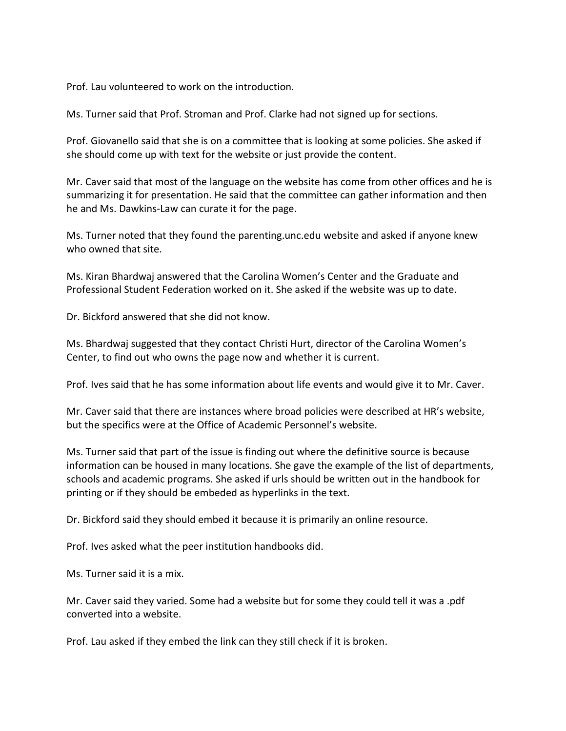Prof. Lau volunteered to work on the introduction.

Ms. Turner said that Prof. Stroman and Prof. Clarke had not signed up for sections.

Prof. Giovanello said that she is on a committee that is looking at some policies. She asked if she should come up with text for the website or just provide the content.

Mr. Caver said that most of the language on the website has come from other offices and he is summarizing it for presentation. He said that the committee can gather information and then he and Ms. Dawkins-Law can curate it for the page.

Ms. Turner noted that they found the parenting.unc.edu website and asked if anyone knew who owned that site.

Ms. Kiran Bhardwaj answered that the Carolina Women's Center and the Graduate and Professional Student Federation worked on it. She asked if the website was up to date.

Dr. Bickford answered that she did not know.

Ms. Bhardwaj suggested that they contact Christi Hurt, director of the Carolina Women's Center, to find out who owns the page now and whether it is current.

Prof. Ives said that he has some information about life events and would give it to Mr. Caver.

Mr. Caver said that there are instances where broad policies were described at HR's website, but the specifics were at the Office of Academic Personnel's website.

Ms. Turner said that part of the issue is finding out where the definitive source is because information can be housed in many locations. She gave the example of the list of departments, schools and academic programs. She asked if urls should be written out in the handbook for printing or if they should be embeded as hyperlinks in the text.

Dr. Bickford said they should embed it because it is primarily an online resource.

Prof. Ives asked what the peer institution handbooks did.

Ms. Turner said it is a mix.

Mr. Caver said they varied. Some had a website but for some they could tell it was a .pdf converted into a website.

Prof. Lau asked if they embed the link can they still check if it is broken.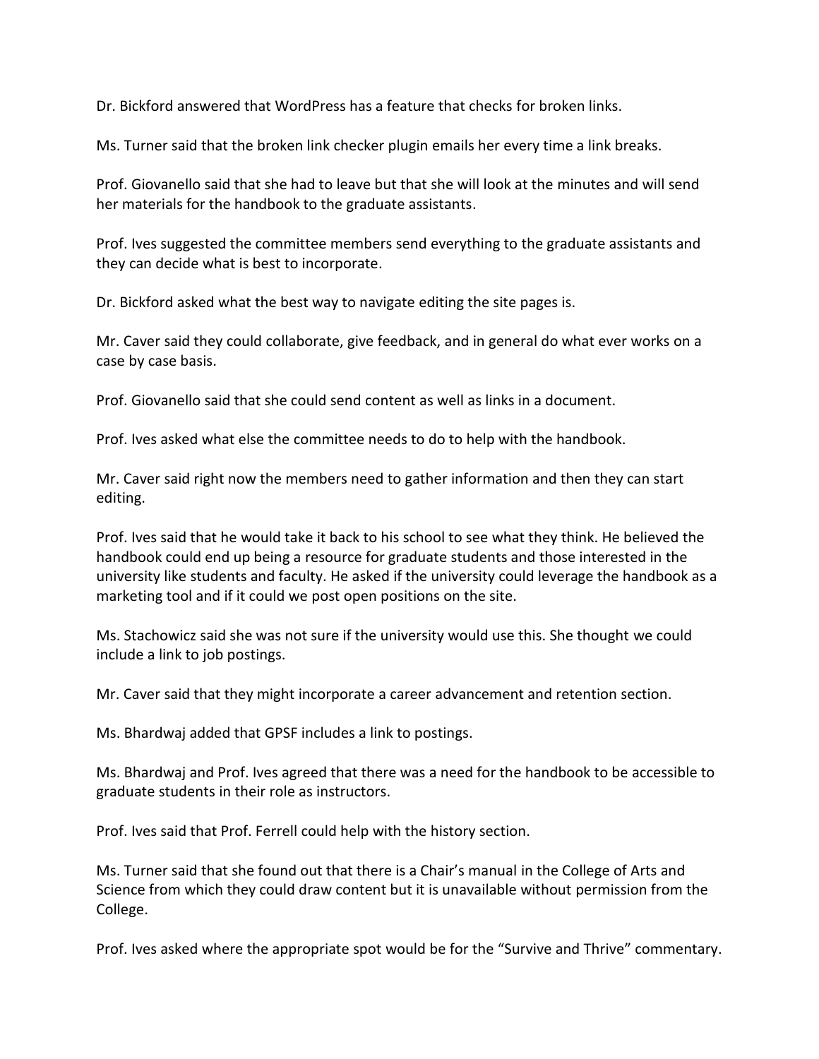Dr. Bickford answered that WordPress has a feature that checks for broken links.

Ms. Turner said that the broken link checker plugin emails her every time a link breaks.

Prof. Giovanello said that she had to leave but that she will look at the minutes and will send her materials for the handbook to the graduate assistants.

Prof. Ives suggested the committee members send everything to the graduate assistants and they can decide what is best to incorporate.

Dr. Bickford asked what the best way to navigate editing the site pages is.

Mr. Caver said they could collaborate, give feedback, and in general do what ever works on a case by case basis.

Prof. Giovanello said that she could send content as well as links in a document.

Prof. Ives asked what else the committee needs to do to help with the handbook.

Mr. Caver said right now the members need to gather information and then they can start editing.

Prof. Ives said that he would take it back to his school to see what they think. He believed the handbook could end up being a resource for graduate students and those interested in the university like students and faculty. He asked if the university could leverage the handbook as a marketing tool and if it could we post open positions on the site.

Ms. Stachowicz said she was not sure if the university would use this. She thought we could include a link to job postings.

Mr. Caver said that they might incorporate a career advancement and retention section.

Ms. Bhardwaj added that GPSF includes a link to postings.

Ms. Bhardwaj and Prof. Ives agreed that there was a need for the handbook to be accessible to graduate students in their role as instructors.

Prof. Ives said that Prof. Ferrell could help with the history section.

Ms. Turner said that she found out that there is a Chair's manual in the College of Arts and Science from which they could draw content but it is unavailable without permission from the College.

Prof. Ives asked where the appropriate spot would be for the "Survive and Thrive" commentary.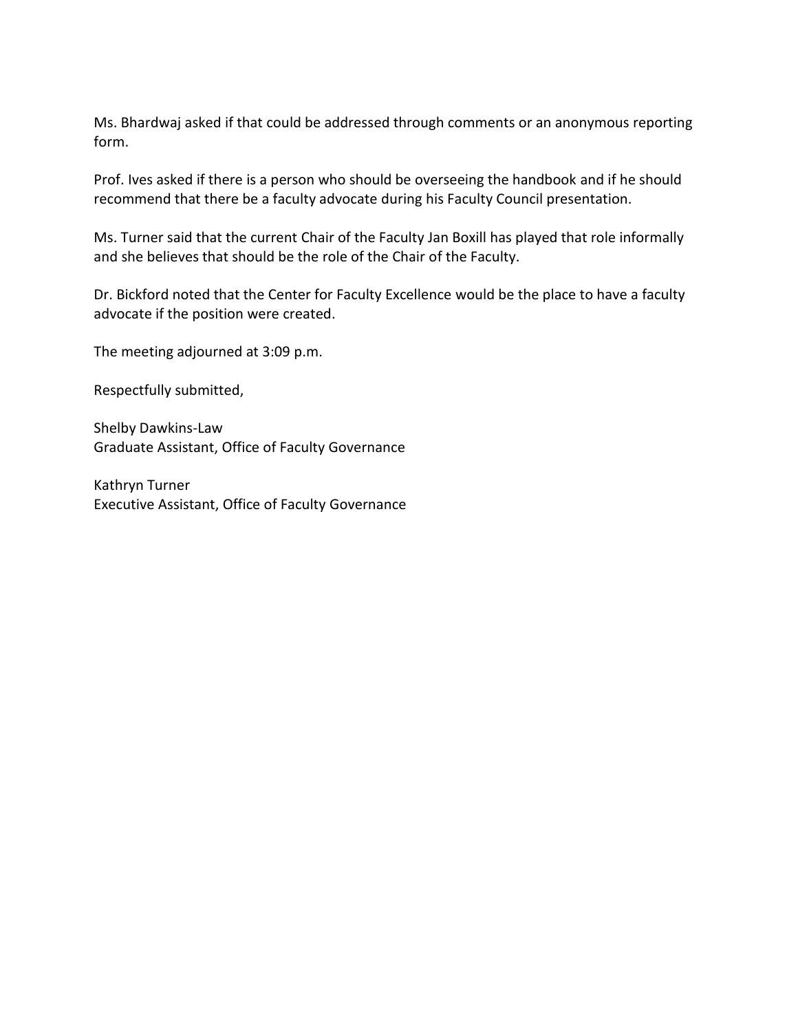Ms. Bhardwaj asked if that could be addressed through comments or an anonymous reporting form.

Prof. Ives asked if there is a person who should be overseeing the handbook and if he should recommend that there be a faculty advocate during his Faculty Council presentation.

Ms. Turner said that the current Chair of the Faculty Jan Boxill has played that role informally and she believes that should be the role of the Chair of the Faculty.

Dr. Bickford noted that the Center for Faculty Excellence would be the place to have a faculty advocate if the position were created.

The meeting adjourned at 3:09 p.m.

Respectfully submitted,

Shelby Dawkins-Law
Graduate Assistant, Office of Faculty Governance

Kathryn Turner
Executive Assistant, Office of Faculty Governance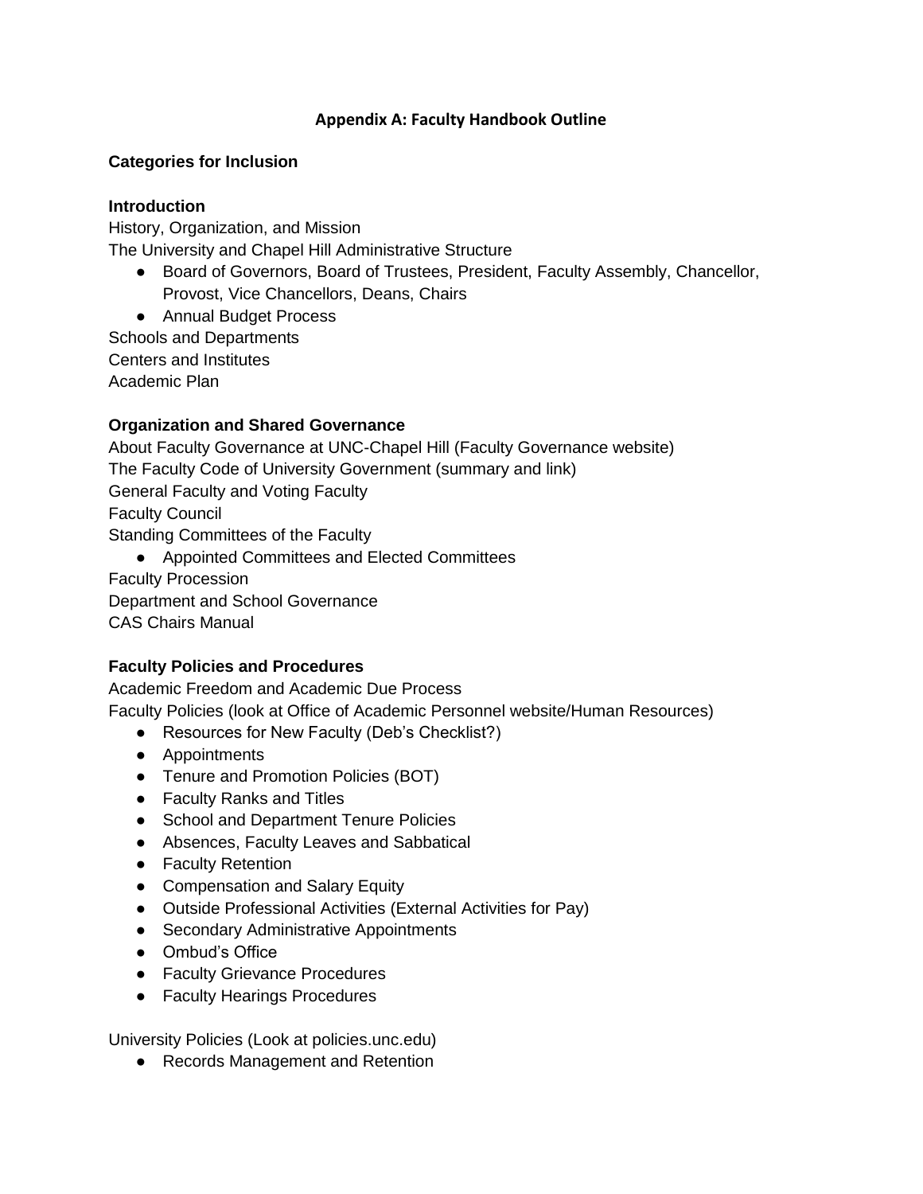# Appendix A: Faculty Handbook Outline

## Categories for Inclusion

### Introduction

History, Organization, and Mission

The University and Chapel Hill Administrative Structure

- Board of Governors, Board of Trustees, President, Faculty Assembly, Chancellor, Provost, Vice Chancellors, Deans, Chairs
- Annual Budget Process

Schools and Departments

Centers and Institutes

Academic Plan

### Organization and Shared Governance

About Faculty Governance at UNC-Chapel Hill (Faculty Governance website)

The Faculty Code of University Government (summary and link)

General Faculty and Voting Faculty

Faculty Council

Standing Committees of the Faculty

- Appointed Committees and Elected Committees

Faculty Procession

Department and School Governance

CAS Chairs Manual

### Faculty Policies and Procedures

Academic Freedom and Academic Due Process

Faculty Policies (look at Office of Academic Personnel website/Human Resources)

- Resources for New Faculty (Deb's Checklist?)
- Appointments
- Tenure and Promotion Policies (BOT)
- Faculty Ranks and Titles
- School and Department Tenure Policies
- Absences, Faculty Leaves and Sabbatical
- Faculty Retention
- Compensation and Salary Equity
- Outside Professional Activities (External Activities for Pay)
- Secondary Administrative Appointments
- Ombud's Office
- Faculty Grievance Procedures
- Faculty Hearings Procedures

University Policies (Look at policies.unc.edu)

- Records Management and Retention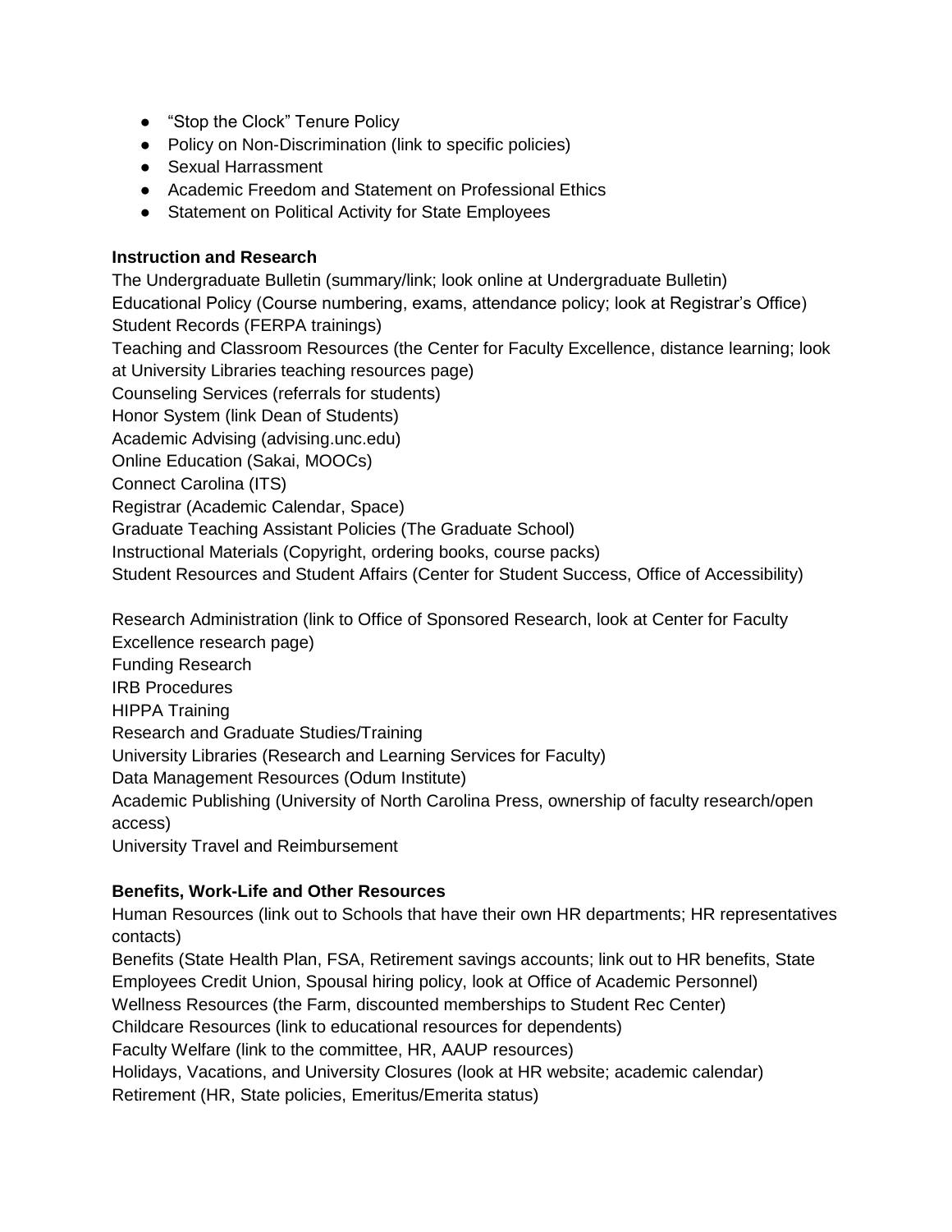- “Stop the Clock” Tenure Policy
- Policy on Non-Discrimination (link to specific policies)
- Sexual Harrassment
- Academic Freedom and Statement on Professional Ethics
- Statement on Political Activity for State Employees

**Instruction and Research**

The Undergraduate Bulletin (summary/link; look online at Undergraduate Bulletin)
Educational Policy (Course numbering, exams, attendance policy; look at Registrar’s Office)
Student Records (FERPA trainings)
Teaching and Classroom Resources (the Center for Faculty Excellence, distance learning; look at University Libraries teaching resources page)
Counseling Services (referrals for students)
Honor System (link Dean of Students)
Academic Advising (advising.unc.edu)
Online Education (Sakai, MOOCs)
Connect Carolina (ITS)
Registrar (Academic Calendar, Space)
Graduate Teaching Assistant Policies (The Graduate School)
Instructional Materials (Copyright, ordering books, course packs)
Student Resources and Student Affairs (Center for Student Success, Office of Accessibility)

Research Administration (link to Office of Sponsored Research, look at Center for Faculty Excellence research page)
Funding Research
IRB Procedures
HIPPA Training
Research and Graduate Studies/Training
University Libraries (Research and Learning Services for Faculty)
Data Management Resources (Odum Institute)
Academic Publishing (University of North Carolina Press, ownership of faculty research/open access)
University Travel and Reimbursement

**Benefits, Work-Life and Other Resources**

Human Resources (link out to Schools that have their own HR departments; HR representatives contacts)
Benefits (State Health Plan, FSA, Retirement savings accounts; link out to HR benefits, State Employees Credit Union, Spousal hiring policy, look at Office of Academic Personnel)
Wellness Resources (the Farm, discounted memberships to Student Rec Center)
Childcare Resources (link to educational resources for dependents)
Faculty Welfare (link to the committee, HR, AAUP resources)
Holidays, Vacations, and University Closures (look at HR website; academic calendar)
Retirement (HR, State policies, Emeritus/Emerita status)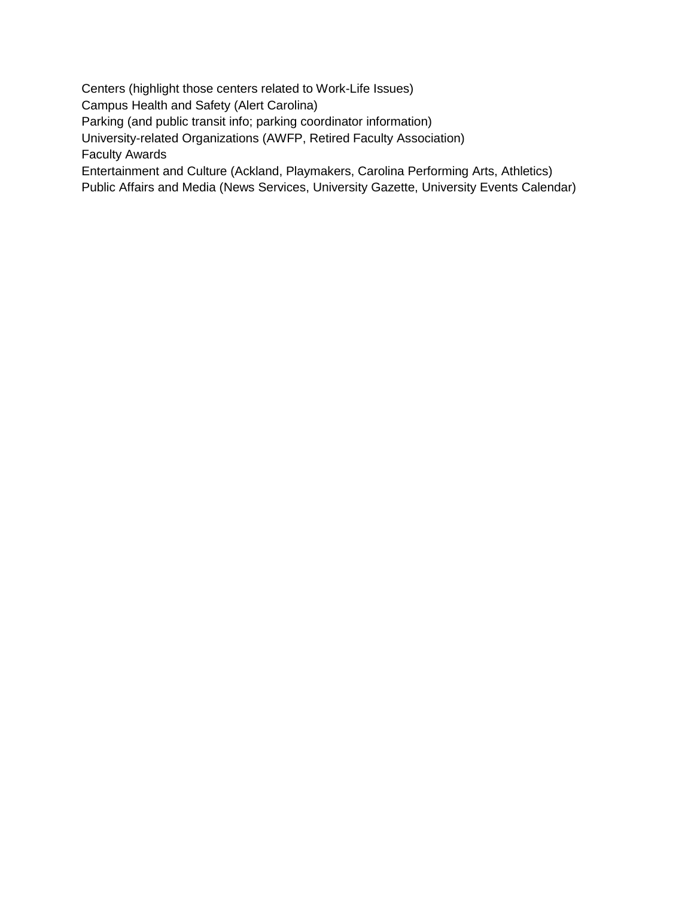Centers (highlight those centers related to Work-Life Issues)
Campus Health and Safety (Alert Carolina)
Parking (and public transit info; parking coordinator information)
University-related Organizations (AWFP, Retired Faculty Association)
Faculty Awards
Entertainment and Culture (Ackland, Playmakers, Carolina Performing Arts, Athletics)
Public Affairs and Media (News Services, University Gazette, University Events Calendar)